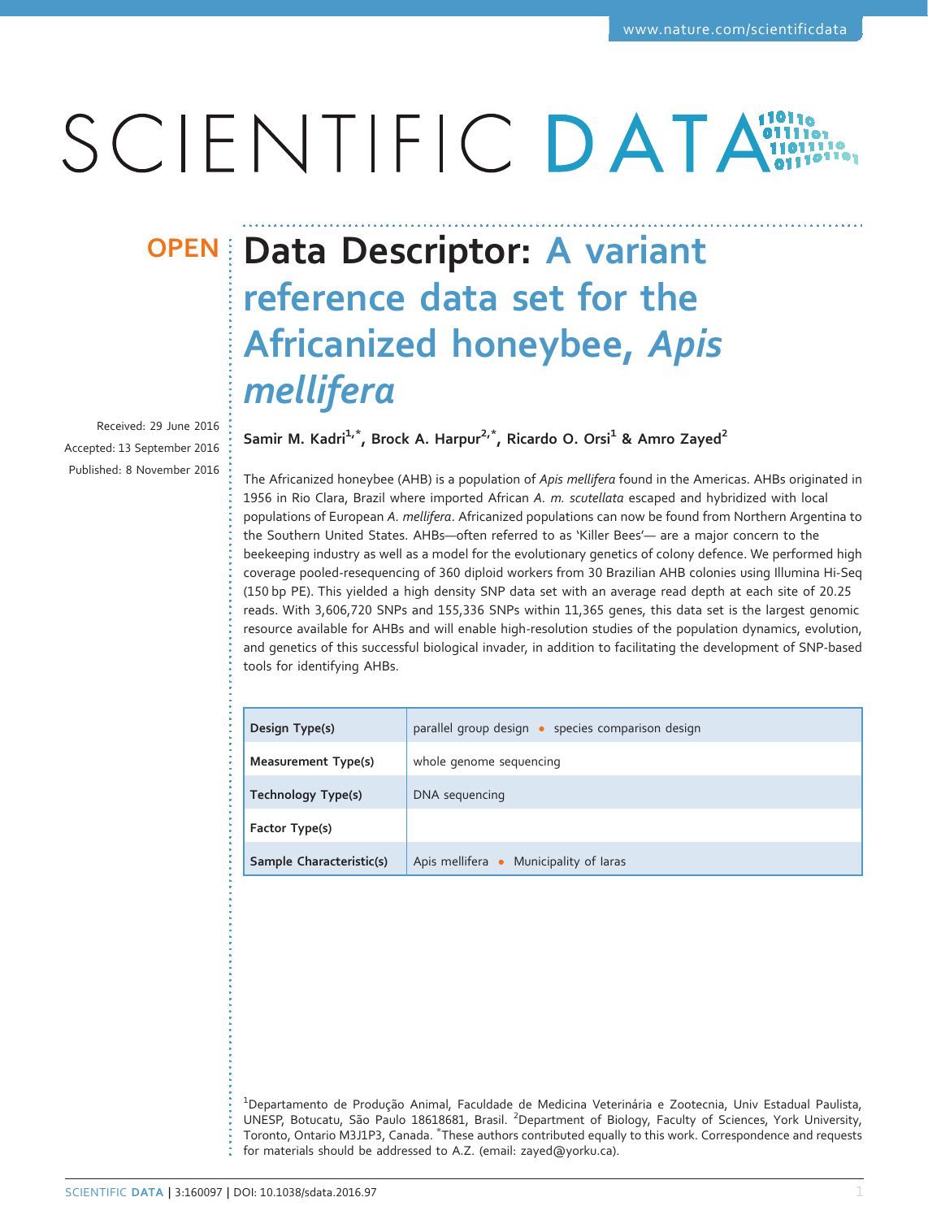# Data Descriptor: A variant reference data set for the Africanized honeybee, *Apis mellifera*

OPEN

Received: 29 June 2016
Accepted: 13 September 2016
Published: 8 November 2016

**Samir M. Kadri[1,*], Brock A. Harpur[2,*], Ricardo O. Orsi[1] & Amro Zayed[2]**

The Africanized honeybee (AHB) is a population of *Apis mellifera* found in the Americas. AHBs originated in 1956 in Rio Clara, Brazil where imported African *A. m. scutellata* escaped and hybridized with local populations of European *A. mellifera*. Africanized populations can now be found from Northern Argentina to the Southern United States. AHBs—often referred to as 'Killer Bees'— are a major concern to the beekeeping industry as well as a model for the evolutionary genetics of colony defence. We performed high coverage pooled-resequencing of 360 diploid workers from 30 Brazilian AHB colonies using Illumina Hi-Seq (150 bp PE). This yielded a high density SNP data set with an average read depth at each site of 20.25 reads. With 3,606,720 SNPs and 155,336 SNPs within 11,365 genes, this data set is the largest genomic resource available for AHBs and will enable high-resolution studies of the population dynamics, evolution, and genetics of this successful biological invader, in addition to facilitating the development of SNP-based tools for identifying AHBs.

| Design Type(s) | parallel group design • species comparison design |
|---|---|
| Measurement Type(s) | whole genome sequencing |
| Technology Type(s) | DNA sequencing |
| Factor Type(s) | |
| Sample Characteristic(s) | Apis mellifera • Municipality of Iaras |

[1]Departamento de Produção Animal, Faculdade de Medicina Veterinária e Zootecnia, Univ Estadual Paulista, UNESP, Botucatu, São Paulo 18618681, Brasil. [2]Department of Biology, Faculty of Sciences, York University, Toronto, Ontario M3J1P3, Canada. *These authors contributed equally to this work. Correspondence and requests for materials should be addressed to A.Z. (email: zayed@yorku.ca).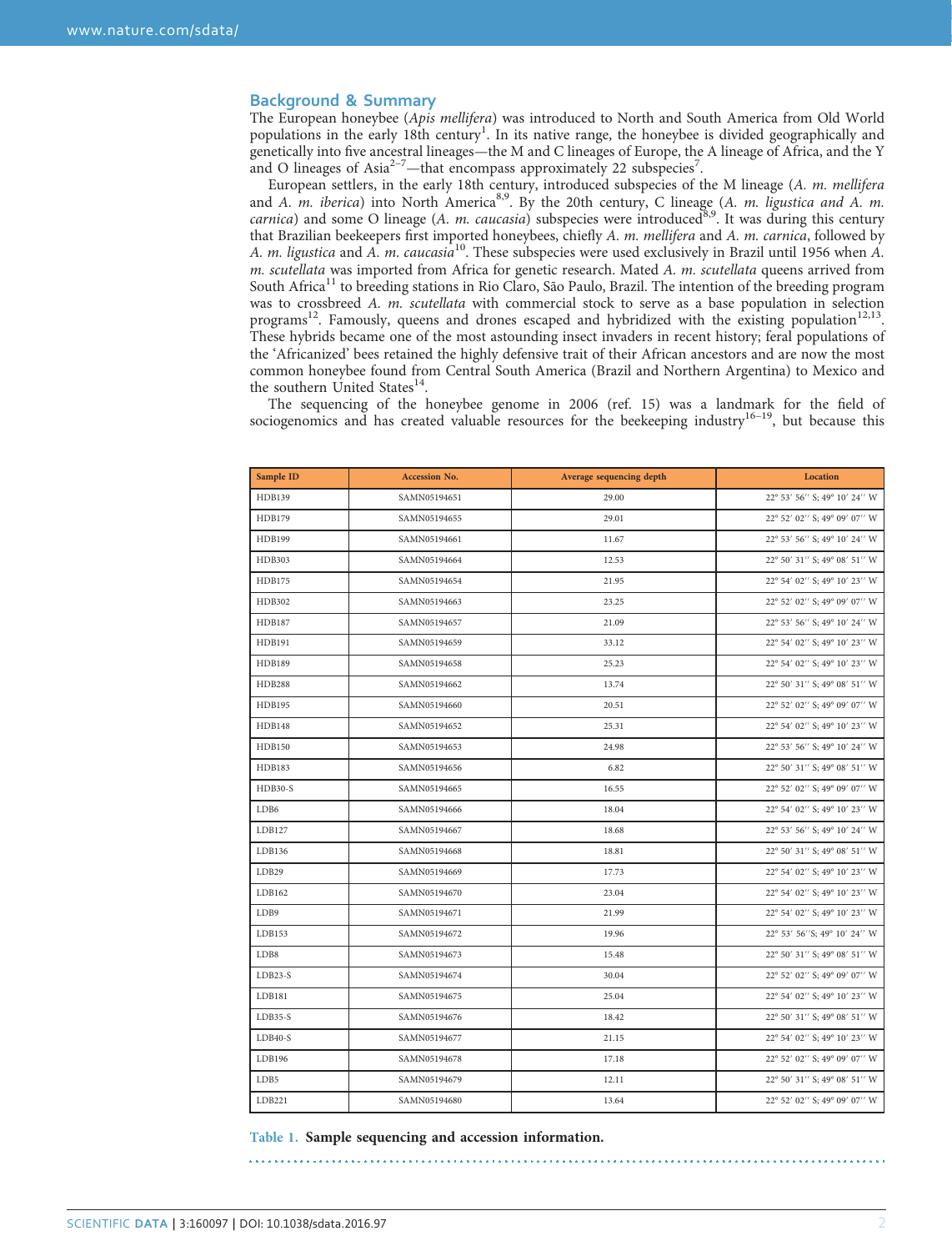## Background & Summary

The European honeybee (*Apis mellifera*) was introduced to North and South America from Old World populations in the early 18th century[1]. In its native range, the honeybee is divided geographically and genetically into five ancestral lineages—the M and C lineages of Europe, the A lineage of Africa, and the Y and O lineages of Asia[2–7]—that encompass approximately 22 subspecies[7].

European settlers, in the early 18th century, introduced subspecies of the M lineage (*A. m. mellifera* and *A. m. iberica*) into North America[8,9]. By the 20th century, C lineage (*A. m. ligustica and A. m. carnica*) and some O lineage (*A. m. caucasia*) subspecies were introduced[8,9]. It was during this century that Brazilian beekeepers first imported honeybees, chiefly *A. m. mellifera* and *A. m. carnica*, followed by *A. m. ligustica* and *A. m. caucasia*[10]. These subspecies were used exclusively in Brazil until 1956 when *A. m. scutellata* was imported from Africa for genetic research. Mated *A. m. scutellata* queens arrived from South Africa[11] to breeding stations in Rio Claro, São Paulo, Brazil. The intention of the breeding program was to crossbreed *A. m. scutellata* with commercial stock to serve as a base population in selection programs[12]. Famously, queens and drones escaped and hybridized with the existing population[12,13]. These hybrids became one of the most astounding insect invaders in recent history; feral populations of the 'Africanized' bees retained the highly defensive trait of their African ancestors and are now the most common honeybee found from Central South America (Brazil and Northern Argentina) to Mexico and the southern United States[14].

The sequencing of the honeybee genome in 2006 (ref. 15) was a landmark for the field of sociogenomics and has created valuable resources for the beekeeping industry[16–19], but because this

| Sample ID | Accession No. | Average sequencing depth | Location |
|---|---|---|---|
| HDB139 | SAMN05194651 | 29.00 | 22° 53′ 56″ S; 49° 10′ 24″ W |
| HDB179 | SAMN05194655 | 29.01 | 22° 52′ 02″ S; 49° 09′ 07″ W |
| HDB199 | SAMN05194661 | 11.67 | 22° 53′ 56″ S; 49° 10′ 24″ W |
| HDB303 | SAMN05194664 | 12.53 | 22° 50′ 31″ S; 49° 08′ 51″ W |
| HDB175 | SAMN05194654 | 21.95 | 22° 54′ 02″ S; 49° 10′ 23″ W |
| HDB302 | SAMN05194663 | 23.25 | 22° 52′ 02″ S; 49° 09′ 07″ W |
| HDB187 | SAMN05194657 | 21.09 | 22° 53′ 56″ S; 49° 10′ 24″ W |
| HDB191 | SAMN05194659 | 33.12 | 22° 54′ 02″ S; 49° 10′ 23″ W |
| HDB189 | SAMN05194658 | 25.23 | 22° 54′ 02″ S; 49° 10′ 23″ W |
| HDB288 | SAMN05194662 | 13.74 | 22° 50′ 31″ S; 49° 08′ 51″ W |
| HDB195 | SAMN05194660 | 20.51 | 22° 52′ 02″ S; 49° 09′ 07″ W |
| HDB148 | SAMN05194652 | 25.31 | 22° 54′ 02″ S; 49° 10′ 23″ W |
| HDB150 | SAMN05194653 | 24.98 | 22° 53′ 56″ S; 49° 10′ 24″ W |
| HDB183 | SAMN05194656 | 6.82 | 22° 50′ 31″ S; 49° 08′ 51″ W |
| HDB30-S | SAMN05194665 | 16.55 | 22° 52′ 02″ S; 49° 09′ 07″ W |
| LDB6 | SAMN05194666 | 18.04 | 22° 54′ 02″ S; 49° 10′ 23″ W |
| LDB127 | SAMN05194667 | 18.68 | 22° 53′ 56″ S; 49° 10′ 24″ W |
| LDB136 | SAMN05194668 | 18.81 | 22° 50′ 31″ S; 49° 08′ 51″ W |
| LDB29 | SAMN05194669 | 17.73 | 22° 54′ 02″ S; 49° 10′ 23″ W |
| LDB162 | SAMN05194670 | 23.04 | 22° 54′ 02″ S; 49° 10′ 23″ W |
| LDB9 | SAMN05194671 | 21.99 | 22° 54′ 02″ S; 49° 10′ 23″ W |
| LDB153 | SAMN05194672 | 19.96 | 22° 53′ 56″S; 49° 10′ 24″ W |
| LDB8 | SAMN05194673 | 15.48 | 22° 50′ 31″ S; 49° 08′ 51″ W |
| LDB23-S | SAMN05194674 | 30.04 | 22° 52′ 02″ S; 49° 09′ 07″ W |
| LDB181 | SAMN05194675 | 25.04 | 22° 54′ 02″ S; 49° 10′ 23″ W |
| LDB35-S | SAMN05194676 | 18.42 | 22° 50′ 31″ S; 49° 08′ 51″ W |
| LDB40-S | SAMN05194677 | 21.15 | 22° 54′ 02″ S; 49° 10′ 23″ W |
| LDB196 | SAMN05194678 | 17.18 | 22° 52′ 02″ S; 49° 09′ 07″ W |
| LDB5 | SAMN05194679 | 12.11 | 22° 50′ 31″ S; 49° 08′ 51″ W |
| LDB221 | SAMN05194680 | 13.64 | 22° 52′ 02″ S; 49° 09′ 07″ W |

**Table 1. Sample sequencing and accession information.**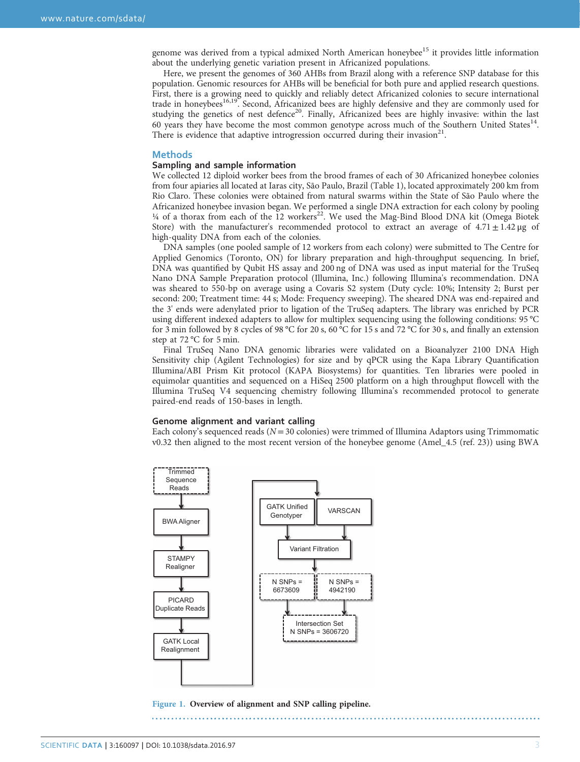genome was derived from a typical admixed North American honeybee[15] it provides little information about the underlying genetic variation present in Africanized populations.

Here, we present the genomes of 360 AHBs from Brazil along with a reference SNP database for this population. Genomic resources for AHBs will be beneficial for both pure and applied research questions. First, there is a growing need to quickly and reliably detect Africanized colonies to secure international trade in honeybees[16,19]. Second, Africanized bees are highly defensive and they are commonly used for studying the genetics of nest defence[20]. Finally, Africanized bees are highly invasive: within the last 60 years they have become the most common genotype across much of the Southern United States[14]. There is evidence that adaptive introgression occurred during their invasion[21].

## Methods

### Sampling and sample information

We collected 12 diploid worker bees from the brood frames of each of 30 Africanized honeybee colonies from four apiaries all located at Iaras city, São Paulo, Brazil (Table 1), located approximately 200 km from Rio Claro. These colonies were obtained from natural swarms within the State of São Paulo where the Africanized honeybee invasion began. We performed a single DNA extraction for each colony by pooling ¼ of a thorax from each of the 12 workers[22]. We used the Mag-Bind Blood DNA kit (Omega Biotek Store) with the manufacturer's recommended protocol to extract an average of $4.71 \pm 1.42$ µg of high-quality DNA from each of the colonies.

DNA samples (one pooled sample of 12 workers from each colony) were submitted to The Centre for Applied Genomics (Toronto, ON) for library preparation and high-throughput sequencing. In brief, DNA was quantified by Qubit HS assay and 200 ng of DNA was used as input material for the TruSeq Nano DNA Sample Preparation protocol (Illumina, Inc.) following Illumina's recommendation. DNA was sheared to 550-bp on average using a Covaris S2 system (Duty cycle: 10%; Intensity 2; Burst per second: 200; Treatment time: 44 s; Mode: Frequency sweeping). The sheared DNA was end-repaired and the 3' ends were adenylated prior to ligation of the TruSeq adapters. The library was enriched by PCR using different indexed adapters to allow for multiplex sequencing using the following conditions: 95 °C for 3 min followed by 8 cycles of 98 °C for 20 s, 60 °C for 15 s and 72 °C for 30 s, and finally an extension step at 72 °C for 5 min.

Final TruSeq Nano DNA genomic libraries were validated on a Bioanalyzer 2100 DNA High Sensitivity chip (Agilent Technologies) for size and by qPCR using the Kapa Library Quantification Illumina/ABI Prism Kit protocol (KAPA Biosystems) for quantities. Ten libraries were pooled in equimolar quantities and sequenced on a HiSeq 2500 platform on a high throughput flowcell with the Illumina TruSeq V4 sequencing chemistry following Illumina's recommended protocol to generate paired-end reads of 150-bases in length.

### Genome alignment and variant calling

Each colony's sequenced reads ($N = 30$ colonies) were trimmed of Illumina Adaptors using Trimmomatic v0.32 then aligned to the most recent version of the honeybee genome (Amel_4.5 (ref. 23)) using BWA

Figure 1. Overview of alignment and SNP calling pipeline.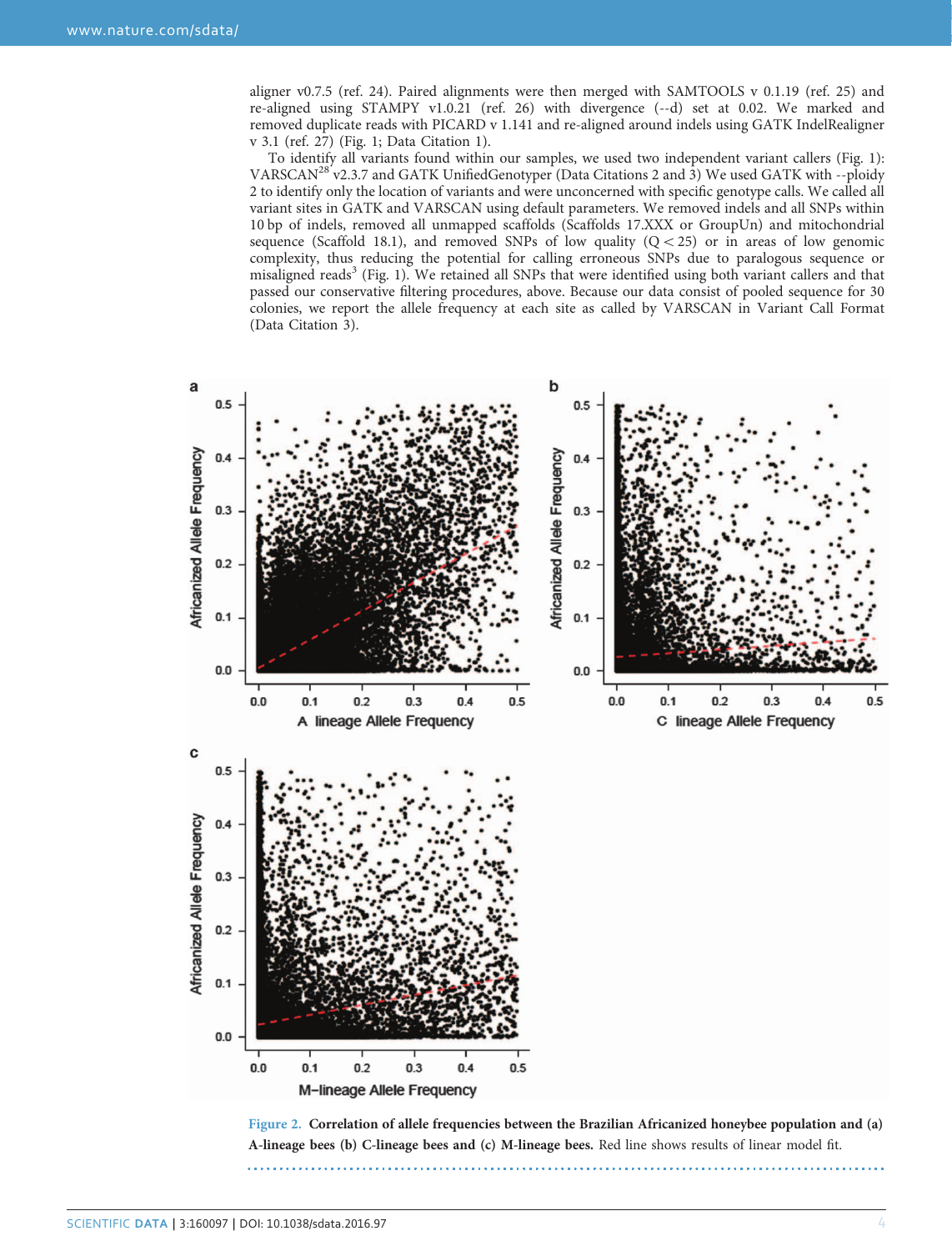aligner v0.7.5 (ref. 24). Paired alignments were then merged with SAMTOOLS v 0.1.19 (ref. 25) and re-aligned using STAMPY v1.0.21 (ref. 26) with divergence (--d) set at 0.02. We marked and removed duplicate reads with PICARD v 1.141 and re-aligned around indels using GATK IndelRealigner v 3.1 (ref. 27) (Fig. 1; Data Citation 1).

To identify all variants found within our samples, we used two independent variant callers (Fig. 1): VARSCAN[28] v2.3.7 and GATK UnifiedGenotyper (Data Citations 2 and 3) We used GATK with --ploidy 2 to identify only the location of variants and were unconcerned with specific genotype calls. We called all variant sites in GATK and VARSCAN using default parameters. We removed indels and all SNPs within 10 bp of indels, removed all unmapped scaffolds (Scaffolds 17.XXX or GroupUn) and mitochondrial sequence (Scaffold 18.1), and removed SNPs of low quality ($Q < 25$) or in areas of low genomic complexity, thus reducing the potential for calling erroneous SNPs due to paralogous sequence or misaligned reads[3] (Fig. 1). We retained all SNPs that were identified using both variant callers and that passed our conservative filtering procedures, above. Because our data consist of pooled sequence for 30 colonies, we report the allele frequency at each site as called by VARSCAN in Variant Call Format (Data Citation 3).

**Figure 2. Correlation of allele frequencies between the Brazilian Africanized honeybee population and (a) A-lineage bees (b) C-lineage bees and (c) M-lineage bees.** Red line shows results of linear model fit.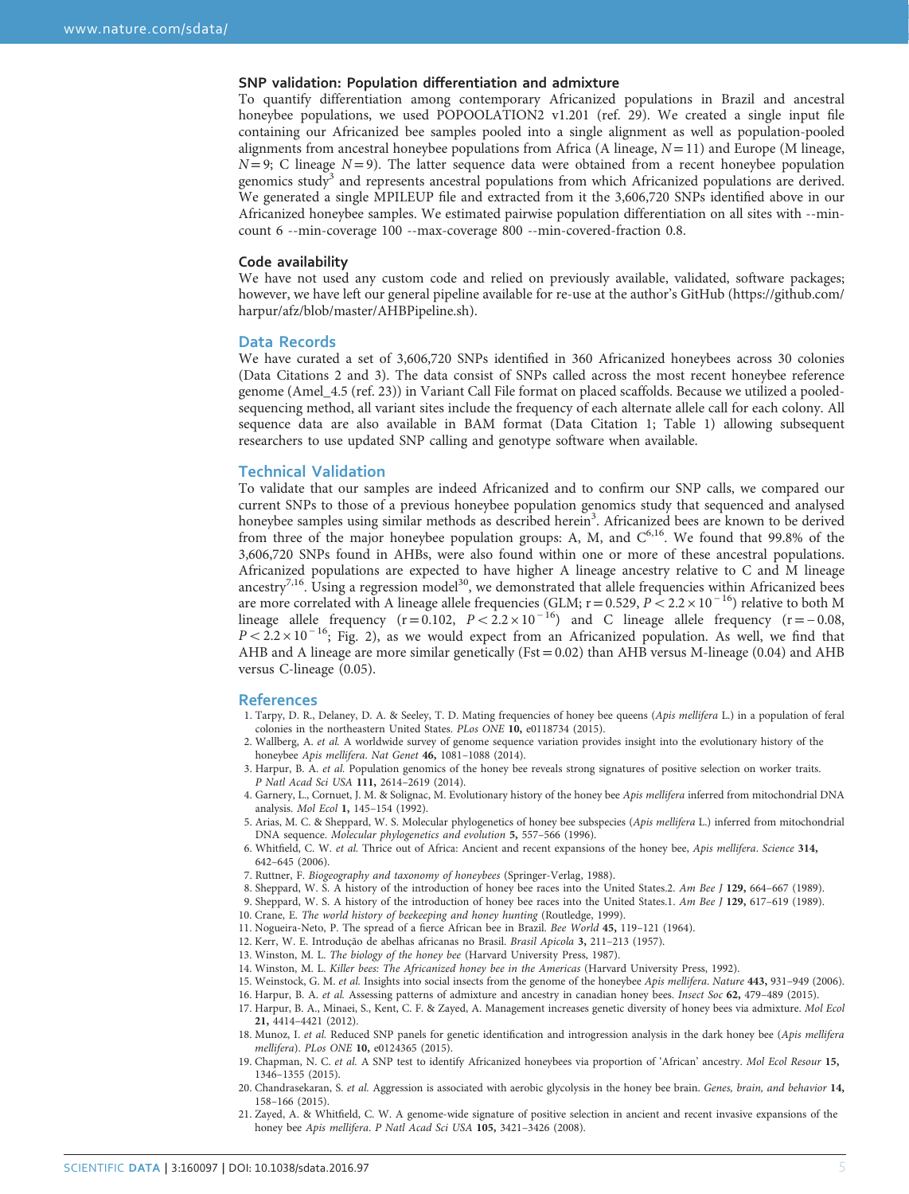### SNP validation: Population differentiation and admixture

To quantify differentiation among contemporary Africanized populations in Brazil and ancestral honeybee populations, we used POPOOLATION2 v1.201 (ref. 29). We created a single input file containing our Africanized bee samples pooled into a single alignment as well as population-pooled alignments from ancestral honeybee populations from Africa (A lineage, $N = 11$) and Europe (M lineage, $N = 9$; C lineage $N = 9$). The latter sequence data were obtained from a recent honeybee population genomics study[3] and represents ancestral populations from which Africanized populations are derived. We generated a single MPILEUP file and extracted from it the 3,606,720 SNPs identified above in our Africanized honeybee samples. We estimated pairwise population differentiation on all sites with --min-count 6 --min-coverage 100 --max-coverage 800 --min-covered-fraction 0.8.

### Code availability

We have not used any custom code and relied on previously available, validated, software packages; however, we have left our general pipeline available for re-use at the author's GitHub (https://github.com/harpur/afz/blob/master/AHBPipeline.sh).

## Data Records

We have curated a set of 3,606,720 SNPs identified in 360 Africanized honeybees across 30 colonies (Data Citations 2 and 3). The data consist of SNPs called across the most recent honeybee reference genome (Amel_4.5 (ref. 23)) in Variant Call File format on placed scaffolds. Because we utilized a pooled-sequencing method, all variant sites include the frequency of each alternate allele call for each colony. All sequence data are also available in BAM format (Data Citation 1; Table 1) allowing subsequent researchers to use updated SNP calling and genotype software when available.

## Technical Validation

To validate that our samples are indeed Africanized and to confirm our SNP calls, we compared our current SNPs to those of a previous honeybee population genomics study that sequenced and analysed honeybee samples using similar methods as described herein[3]. Africanized bees are known to be derived from three of the major honeybee population groups: A, M, and C[6,16]. We found that 99.8% of the 3,606,720 SNPs found in AHBs, were also found within one or more of these ancestral populations. Africanized populations are expected to have higher A lineage ancestry relative to C and M lineage ancestry[7,16]. Using a regression model[30], we demonstrated that allele frequencies within Africanized bees are more correlated with A lineage allele frequencies (GLM; $r = 0.529$, $P < 2.2 \times 10^{-16}$) relative to both M lineage allele frequency ($r = 0.102$, $P < 2.2 \times 10^{-16}$) and C lineage allele frequency ($r = -0.08$, $P < 2.2 \times 10^{-16}$; Fig. 2), as we would expect from an Africanized population. As well, we find that AHB and A lineage are more similar genetically (Fst = 0.02) than AHB versus M-lineage (0.04) and AHB versus C-lineage (0.05).

## References

1. Tarpy, D. R., Delaney, D. A. & Seeley, T. D. Mating frequencies of honey bee queens (*Apis mellifera* L.) in a population of feral colonies in the northeastern United States. *PLos ONE* **10,** e0118734 (2015).
2. Wallberg, A. *et al.* A worldwide survey of genome sequence variation provides insight into the evolutionary history of the honeybee *Apis mellifera*. *Nat Genet* **46,** 1081–1088 (2014).
3. Harpur, B. A. *et al.* Population genomics of the honey bee reveals strong signatures of positive selection on worker traits. *P Natl Acad Sci USA* **111,** 2614–2619 (2014).
4. Garnery, L., Cornuet, J. M. & Solignac, M. Evolutionary history of the honey bee *Apis mellifera* inferred from mitochondrial DNA analysis. *Mol Ecol* **1,** 145–154 (1992).
5. Arias, M. C. & Sheppard, W. S. Molecular phylogenetics of honey bee subspecies (*Apis mellifera* L.) inferred from mitochondrial DNA sequence. *Molecular phylogenetics and evolution* **5,** 557–566 (1996).
6. Whitfield, C. W. *et al.* Thrice out of Africa: Ancient and recent expansions of the honey bee, *Apis mellifera*. *Science* **314,** 642–645 (2006).
7. Ruttner, F. *Biogeography and taxonomy of honeybees* (Springer-Verlag, 1988).
8. Sheppard, W. S. A history of the introduction of honey bee races into the United States.2. *Am Bee J* **129,** 664–667 (1989).
9. Sheppard, W. S. A history of the introduction of honey bee races into the United States.1. *Am Bee J* **129,** 617–619 (1989).
10. Crane, E. *The world history of beekeeping and honey hunting* (Routledge, 1999).
11. Nogueira-Neto, P. The spread of a fierce African bee in Brazil. *Bee World* **45,** 119–121 (1964).
12. Kerr, W. E. Introdução de abelhas africanas no Brasil. *Brasil Apicola* **3,** 211–213 (1957).
13. Winston, M. L. *The biology of the honey bee* (Harvard University Press, 1987).
14. Winston, M. L. *Killer bees: The Africanized honey bee in the Americas* (Harvard University Press, 1992).
15. Weinstock, G. M. *et al.* Insights into social insects from the genome of the honeybee *Apis mellifera*. *Nature* **443,** 931–949 (2006).
16. Harpur, B. A. *et al.* Assessing patterns of admixture and ancestry in canadian honey bees. *Insect Soc* **62,** 479–489 (2015).
17. Harpur, B. A., Minaei, S., Kent, C. F. & Zayed, A. Management increases genetic diversity of honey bees via admixture. *Mol Ecol* **21,** 4414–4421 (2012).
18. Munoz, I. *et al.* Reduced SNP panels for genetic identification and introgression analysis in the dark honey bee (*Apis mellifera mellifera*). *PLoS ONE* **10,** e0124365 (2015).
19. Chapman, N. C. *et al.* A SNP test to identify Africanized honeybees via proportion of 'African' ancestry. *Mol Ecol Resour* **15,** 1346–1355 (2015).
20. Chandrasekaran, S. *et al.* Aggression is associated with aerobic glycolysis in the honey bee brain. *Genes, brain, and behavior* **14,** 158–166 (2015).
21. Zayed, A. & Whitfield, C. W. A genome-wide signature of positive selection in ancient and recent invasive expansions of the honey bee *Apis mellifera*. *P Natl Acad Sci USA* **105,** 3421–3426 (2008).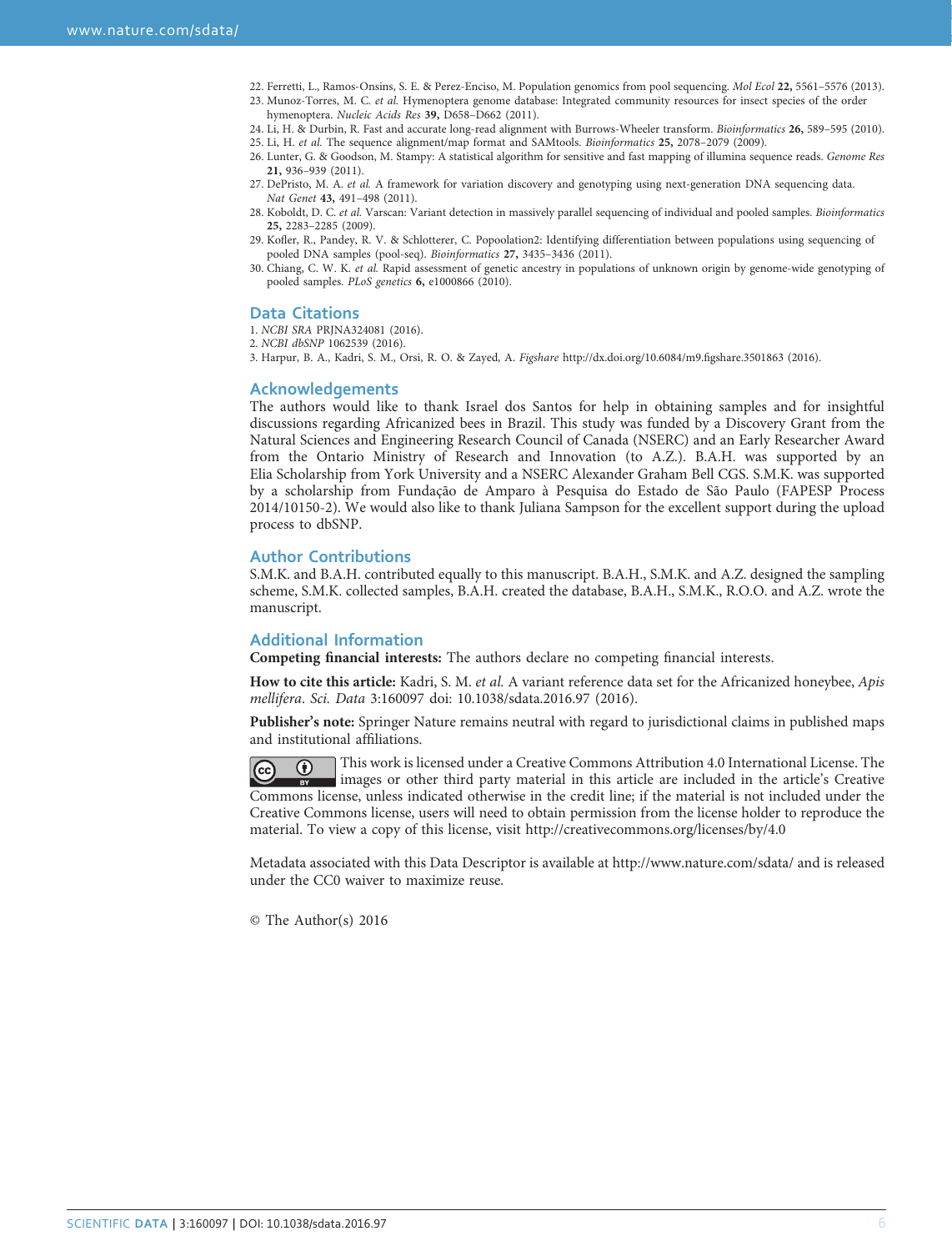22. Ferretti, L., Ramos-Onsins, S. E. & Perez-Enciso, M. Population genomics from pool sequencing. *Mol Ecol* **22,** 5561–5576 (2013).
23. Munoz-Torres, M. C. *et al.* Hymenoptera genome database: Integrated community resources for insect species of the order hymenoptera. *Nucleic Acids Res* **39,** D658–D662 (2011).
24. Li, H. & Durbin, R. Fast and accurate long-read alignment with Burrows-Wheeler transform. *Bioinformatics* **26,** 589–595 (2010).
25. Li, H. *et al.* The sequence alignment/map format and SAMtools. *Bioinformatics* **25,** 2078–2079 (2009).
26. Lunter, G. & Goodson, M. Stampy: A statistical algorithm for sensitive and fast mapping of illumina sequence reads. *Genome Res* **21,** 936–939 (2011).
27. DePristo, M. A. *et al.* A framework for variation discovery and genotyping using next-generation DNA sequencing data. *Nat Genet* **43,** 491–498 (2011).
28. Koboldt, D. C. *et al.* Varscan: Variant detection in massively parallel sequencing of individual and pooled samples. *Bioinformatics* **25,** 2283–2285 (2009).
29. Kofler, R., Pandey, R. V. & Schlotterer, C. Popoolation2: Identifying differentiation between populations using sequencing of pooled DNA samples (pool-seq). *Bioinformatics* **27,** 3435–3436 (2011).
30. Chiang, C. W. K. *et al.* Rapid assessment of genetic ancestry in populations of unknown origin by genome-wide genotyping of pooled samples. *PLoS genetics* **6,** e1000866 (2010).

## Data Citations

1. *NCBI SRA* PRJNA324081 (2016).
2. *NCBI dbSNP* 1062539 (2016).
3. Harpur, B. A., Kadri, S. M., Orsi, R. O. & Zayed, A. *Figshare* http://dx.doi.org/10.6084/m9.figshare.3501863 (2016).

## Acknowledgements

The authors would like to thank Israel dos Santos for help in obtaining samples and for insightful discussions regarding Africanized bees in Brazil. This study was funded by a Discovery Grant from the Natural Sciences and Engineering Research Council of Canada (NSERC) and an Early Researcher Award from the Ontario Ministry of Research and Innovation (to A.Z.). B.A.H. was supported by an Elia Scholarship from York University and a NSERC Alexander Graham Bell CGS. S.M.K. was supported by a scholarship from Fundação de Amparo à Pesquisa do Estado de São Paulo (FAPESP Process 2014/10150-2). We would also like to thank Juliana Sampson for the excellent support during the upload process to dbSNP.

## Author Contributions

S.M.K. and B.A.H. contributed equally to this manuscript. B.A.H., S.M.K. and A.Z. designed the sampling scheme, S.M.K. collected samples, B.A.H. created the database, B.A.H., S.M.K., R.O.O. and A.Z. wrote the manuscript.

## Additional Information

**Competing financial interests:** The authors declare no competing financial interests.

**How to cite this article:** Kadri, S. M. *et al.* A variant reference data set for the Africanized honeybee, *Apis mellifera*. *Sci. Data* 3:160097 doi: 10.1038/sdata.2016.97 (2016).

**Publisher's note:** Springer Nature remains neutral with regard to jurisdictional claims in published maps and institutional affiliations.

This work is licensed under a Creative Commons Attribution 4.0 International License. The images or other third party material in this article are included in the article's Creative Commons license, unless indicated otherwise in the credit line; if the material is not included under the Creative Commons license, users will need to obtain permission from the license holder to reproduce the material. To view a copy of this license, visit http://creativecommons.org/licenses/by/4.0

Metadata associated with this Data Descriptor is available at http://www.nature.com/sdata/ and is released under the CC0 waiver to maximize reuse.

© The Author(s) 2016